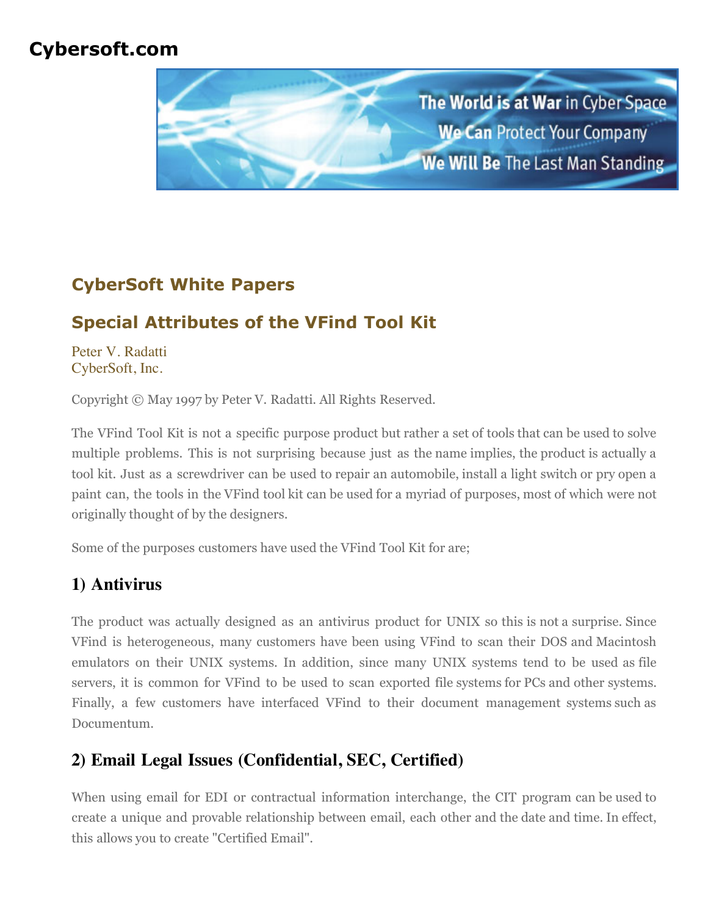**Cybersoft.com**

## CyberSoft White Papers

## Special Attributes of the VFind Tool Kit

Peter V. Radatti
CyberSoft, Inc.

Copyright © May 1997 by Peter V. Radatti. All Rights Reserved.

The VFind Tool Kit is not a specific purpose product but rather a set of tools that can be used to solve multiple problems. This is not surprising because just as the name implies, the product is actually a tool kit. Just as a screwdriver can be used to repair an automobile, install a light switch or pry open a paint can, the tools in the VFind tool kit can be used for a myriad of purposes, most of which were not originally thought of by the designers.

Some of the purposes customers have used the VFind Tool Kit for are;

### 1) Antivirus

The product was actually designed as an antivirus product for UNIX so this is not a surprise. Since VFind is heterogeneous, many customers have been using VFind to scan their DOS and Macintosh emulators on their UNIX systems. In addition, since many UNIX systems tend to be used as file servers, it is common for VFind to be used to scan exported file systems for PCs and other systems. Finally, a few customers have interfaced VFind to their document management systems such as Documentum.

### 2) Email Legal Issues (Confidential, SEC, Certified)

When using email for EDI or contractual information interchange, the CIT program can be used to create a unique and provable relationship between email, each other and the date and time. In effect, this allows you to create "Certified Email".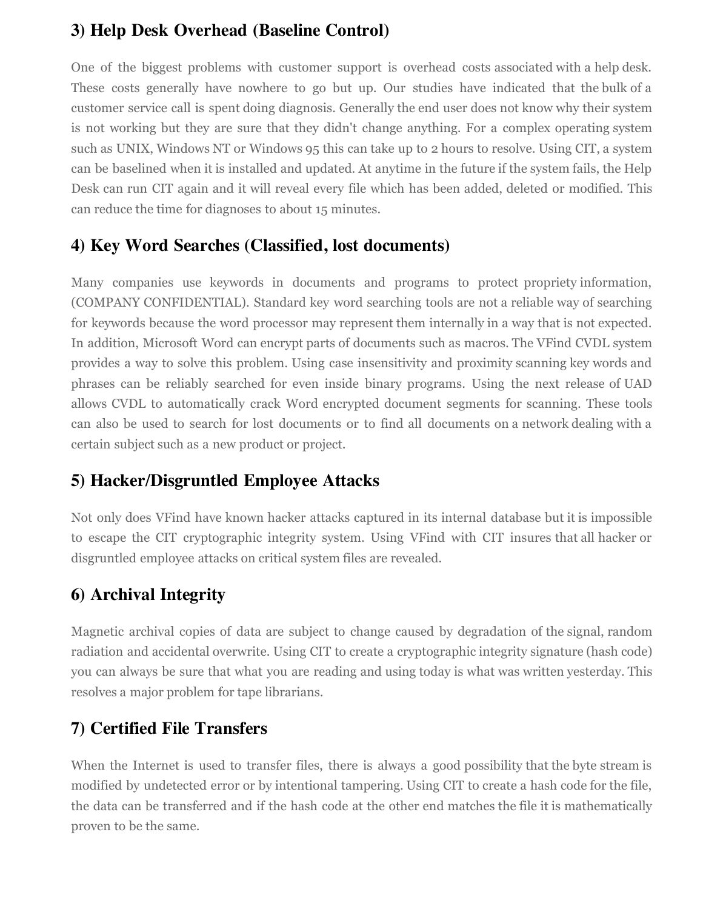## 3) Help Desk Overhead (Baseline Control)

One of the biggest problems with customer support is overhead costs associated with a help desk. These costs generally have nowhere to go but up. Our studies have indicated that the bulk of a customer service call is spent doing diagnosis. Generally the end user does not know why their system is not working but they are sure that they didn't change anything. For a complex operating system such as UNIX, Windows NT or Windows 95 this can take up to 2 hours to resolve. Using CIT, a system can be baselined when it is installed and updated. At anytime in the future if the system fails, the Help Desk can run CIT again and it will reveal every file which has been added, deleted or modified. This can reduce the time for diagnoses to about 15 minutes.

## 4) Key Word Searches (Classified, lost documents)

Many companies use keywords in documents and programs to protect propriety information, (COMPANY CONFIDENTIAL). Standard key word searching tools are not a reliable way of searching for keywords because the word processor may represent them internally in a way that is not expected. In addition, Microsoft Word can encrypt parts of documents such as macros. The VFind CVDL system provides a way to solve this problem. Using case insensitivity and proximity scanning key words and phrases can be reliably searched for even inside binary programs. Using the next release of UAD allows CVDL to automatically crack Word encrypted document segments for scanning. These tools can also be used to search for lost documents or to find all documents on a network dealing with a certain subject such as a new product or project.

## 5) Hacker/Disgruntled Employee Attacks

Not only does VFind have known hacker attacks captured in its internal database but it is impossible to escape the CIT cryptographic integrity system. Using VFind with CIT insures that all hacker or disgruntled employee attacks on critical system files are revealed.

## 6) Archival Integrity

Magnetic archival copies of data are subject to change caused by degradation of the signal, random radiation and accidental overwrite. Using CIT to create a cryptographic integrity signature (hash code) you can always be sure that what you are reading and using today is what was written yesterday. This resolves a major problem for tape librarians.

## 7) Certified File Transfers

When the Internet is used to transfer files, there is always a good possibility that the byte stream is modified by undetected error or by intentional tampering. Using CIT to create a hash code for the file, the data can be transferred and if the hash code at the other end matches the file it is mathematically proven to be the same.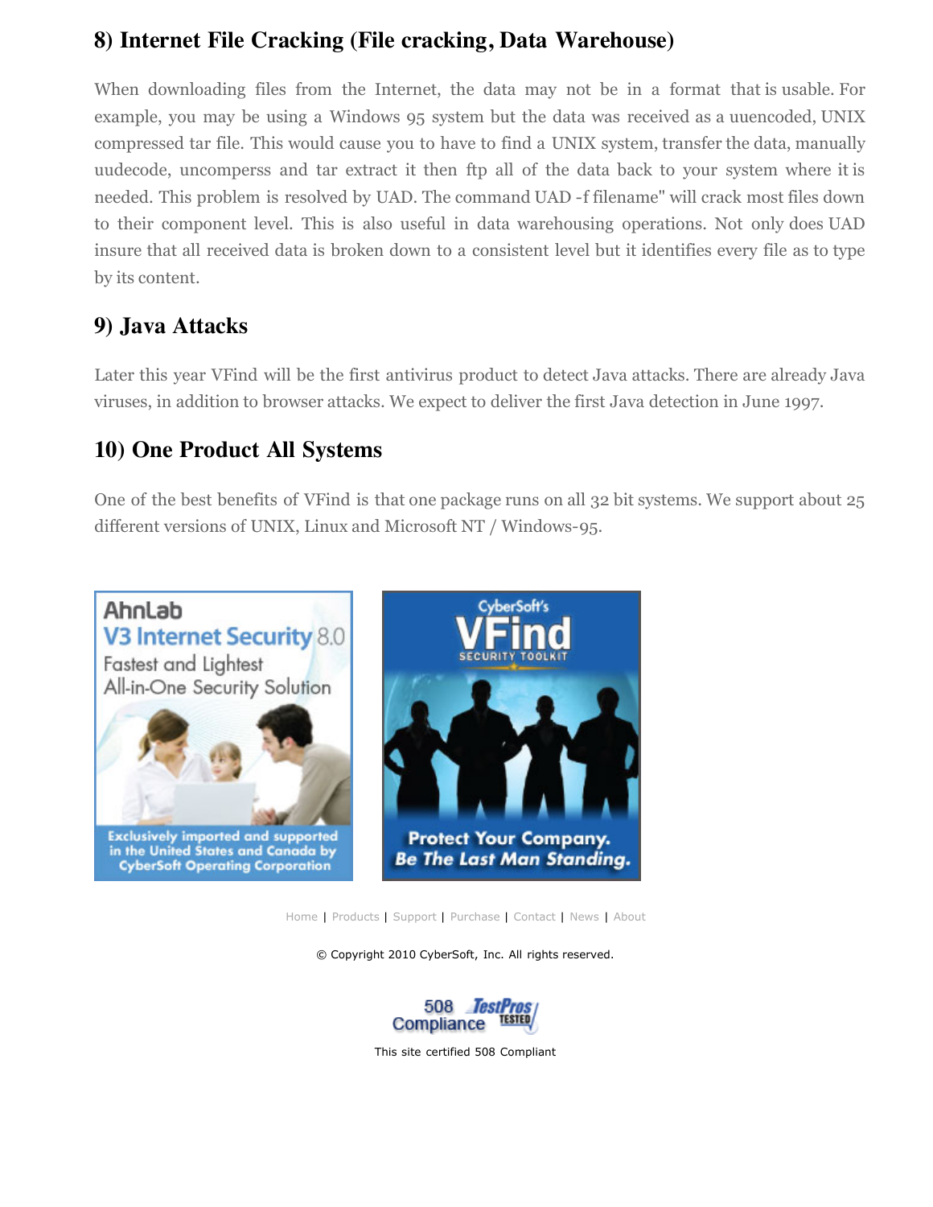## 8) Internet File Cracking (File cracking, Data Warehouse)

When downloading files from the Internet, the data may not be in a format that is usable. For example, you may be using a Windows 95 system but the data was received as a uuencoded, UNIX compressed tar file. This would cause you to have to find a UNIX system, transfer the data, manually uudecode, uncomperss and tar extract it then ftp all of the data back to your system where it is needed. This problem is resolved by UAD. The command UAD -f filename" will crack most files down to their component level. This is also useful in data warehousing operations. Not only does UAD insure that all received data is broken down to a consistent level but it identifies every file as to type by its content.

## 9) Java Attacks

Later this year VFind will be the first antivirus product to detect Java attacks. There are already Java viruses, in addition to browser attacks. We expect to deliver the first Java detection in June 1997.

## 10) One Product All Systems

One of the best benefits of VFind is that one package runs on all 32 bit systems. We support about 25 different versions of UNIX, Linux and Microsoft NT / Windows-95.

Home | Products | Support | Purchase | Contact | News | About

© Copyright 2010 CyberSoft, Inc. All rights reserved.

This site certified 508 Compliant